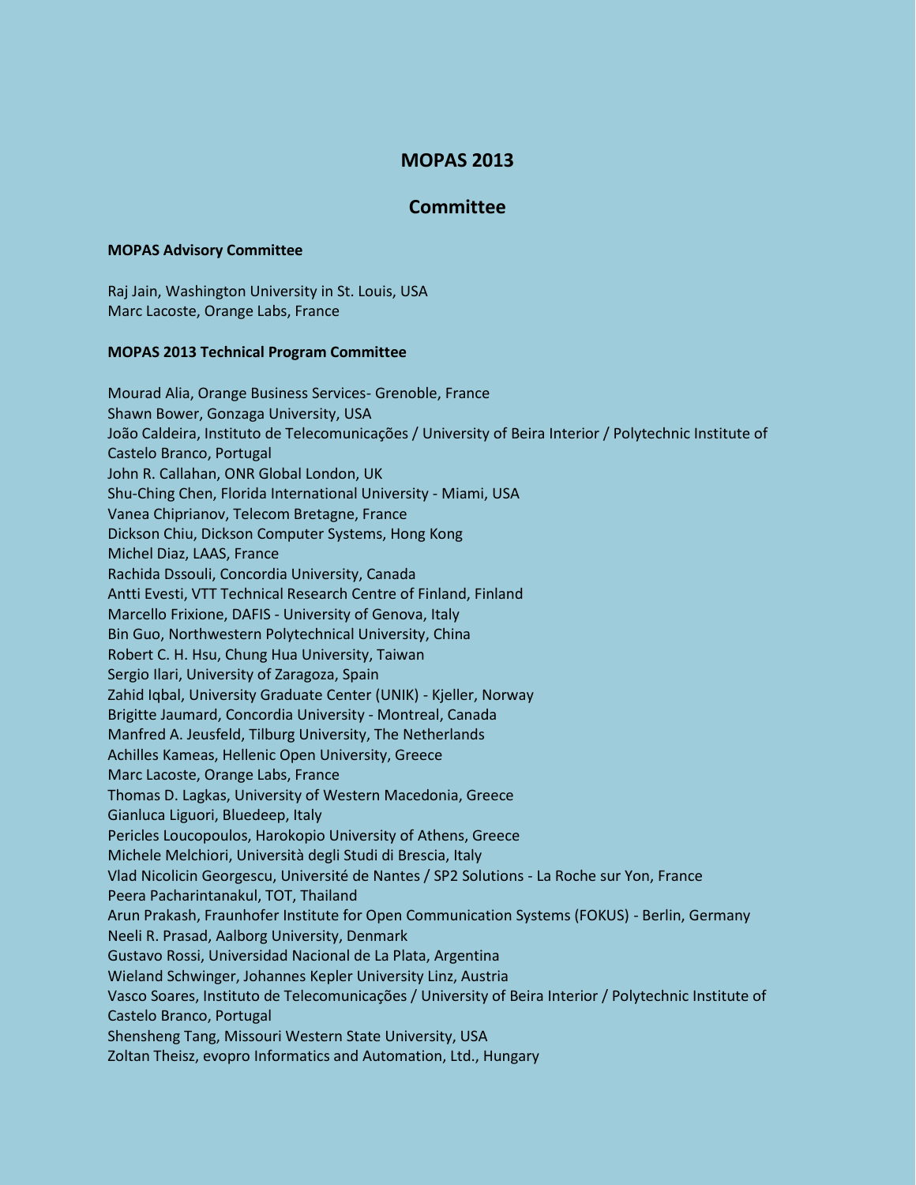# MOPAS 2013

## Committee

**MOPAS Advisory Committee**

Raj Jain, Washington University in St. Louis, USA
Marc Lacoste, Orange Labs, France

**MOPAS 2013 Technical Program Committee**

Mourad Alia, Orange Business Services- Grenoble, France
Shawn Bower, Gonzaga University, USA
João Caldeira, Instituto de Telecomunicações / University of Beira Interior / Polytechnic Institute of Castelo Branco, Portugal
John R. Callahan, ONR Global London, UK
Shu-Ching Chen, Florida International University - Miami, USA
Vanea Chiprianov, Telecom Bretagne, France
Dickson Chiu, Dickson Computer Systems, Hong Kong
Michel Diaz, LAAS, France
Rachida Dssouli, Concordia University, Canada
Antti Evesti, VTT Technical Research Centre of Finland, Finland
Marcello Frixione, DAFIS - University of Genova, Italy
Bin Guo, Northwestern Polytechnical University, China
Robert C. H. Hsu, Chung Hua University, Taiwan
Sergio Ilari, University of Zaragoza, Spain
Zahid Iqbal, University Graduate Center (UNIK) - Kjeller, Norway
Brigitte Jaumard, Concordia University - Montreal, Canada
Manfred A. Jeusfeld, Tilburg University, The Netherlands
Achilles Kameas, Hellenic Open University, Greece
Marc Lacoste, Orange Labs, France
Thomas D. Lagkas, University of Western Macedonia, Greece
Gianluca Liguori, Bluedeep, Italy
Pericles Loucopoulos, Harokopio University of Athens, Greece
Michele Melchiori, Università degli Studi di Brescia, Italy
Vlad Nicolicin Georgescu, Université de Nantes / SP2 Solutions - La Roche sur Yon, France
Peera Pacharintanakul, TOT, Thailand
Arun Prakash, Fraunhofer Institute for Open Communication Systems (FOKUS) - Berlin, Germany
Neeli R. Prasad, Aalborg University, Denmark
Gustavo Rossi, Universidad Nacional de La Plata, Argentina
Wieland Schwinger, Johannes Kepler University Linz, Austria
Vasco Soares, Instituto de Telecomunicações / University of Beira Interior / Polytechnic Institute of Castelo Branco, Portugal
Shensheng Tang, Missouri Western State University, USA
Zoltan Theisz, evopro Informatics and Automation, Ltd., Hungary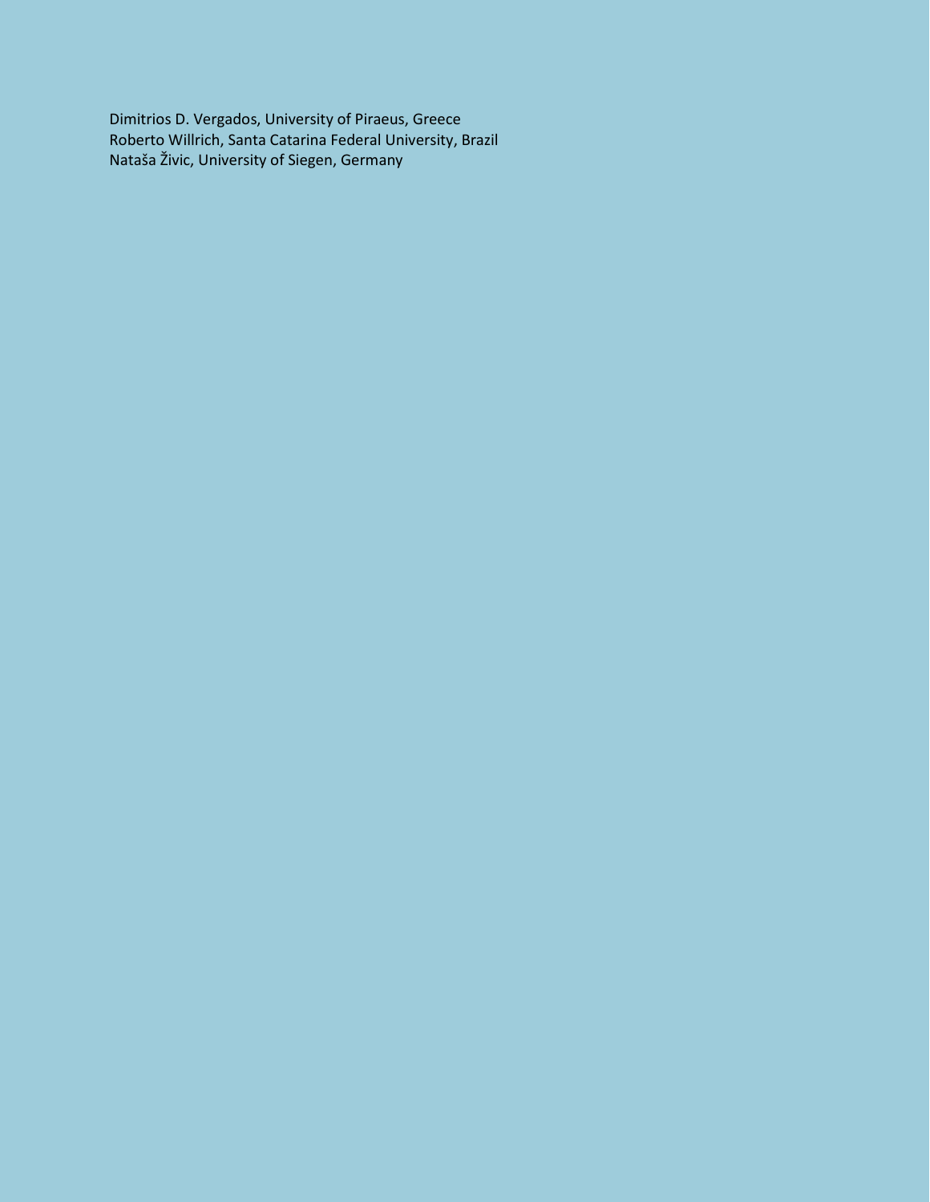Dimitrios D. Vergados, University of Piraeus, Greece
Roberto Willrich, Santa Catarina Federal University, Brazil
Nataša Živic, University of Siegen, Germany